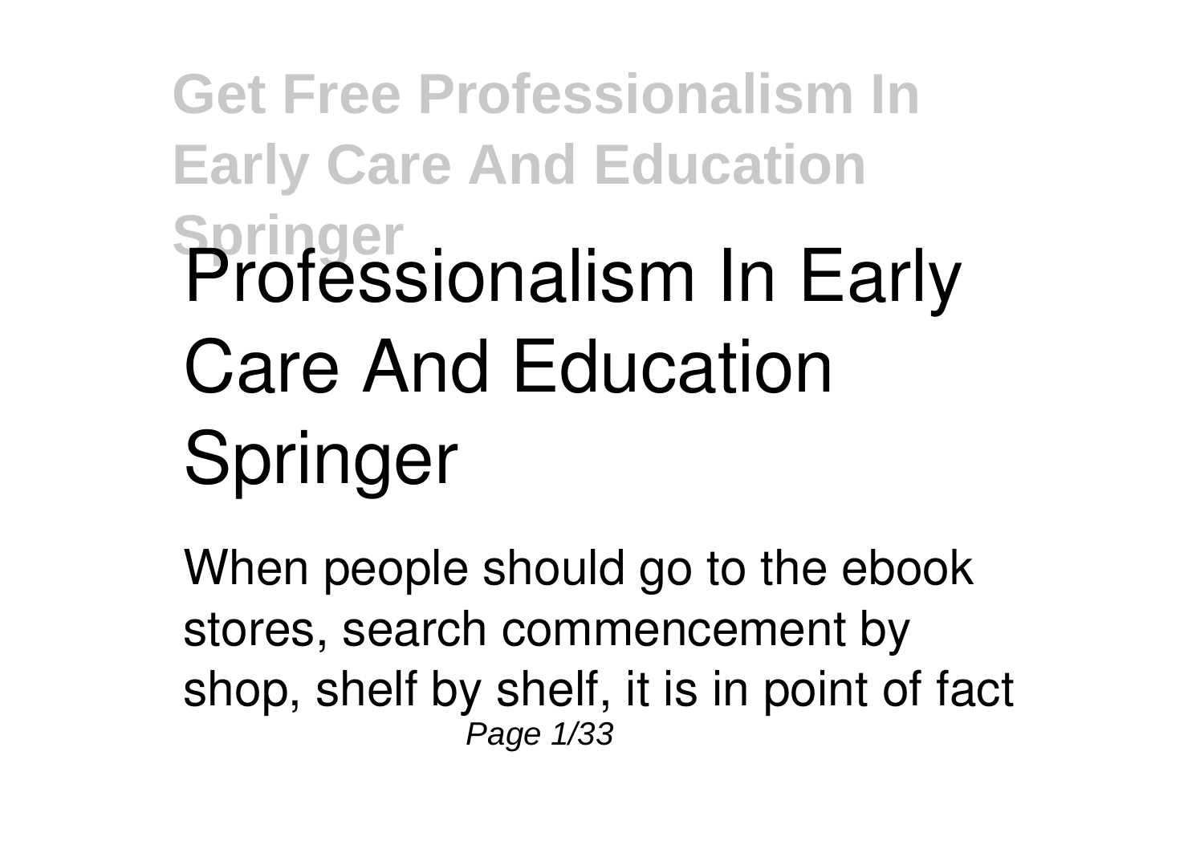# Professionalism In Early Care And Education Springer

When people should go to the ebook stores, search commencement by shop, shelf by shelf, it is in point of fact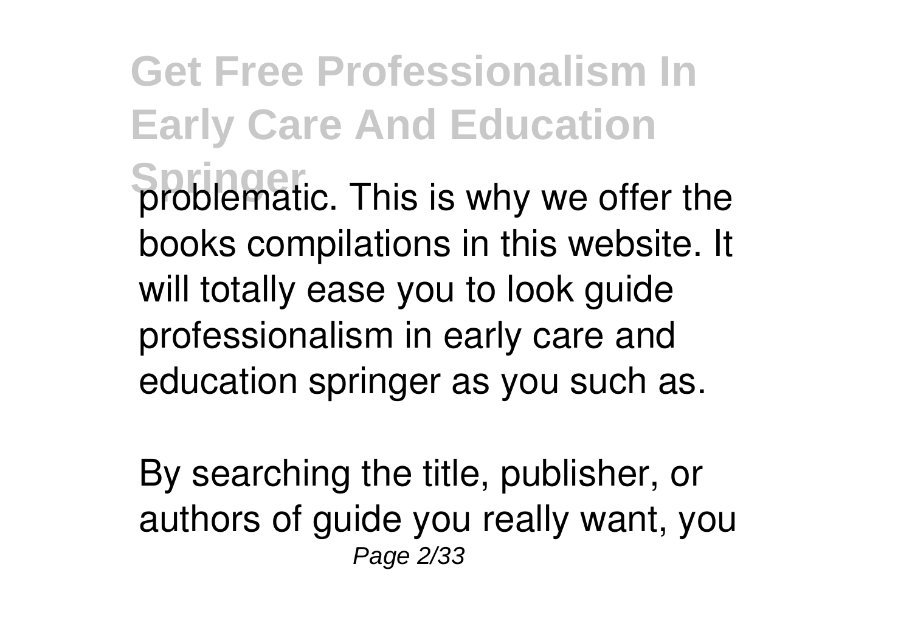problematic. This is why we offer the books compilations in this website. It will totally ease you to look guide professionalism in early care and education springer as you such as.

By searching the title, publisher, or authors of guide you really want, you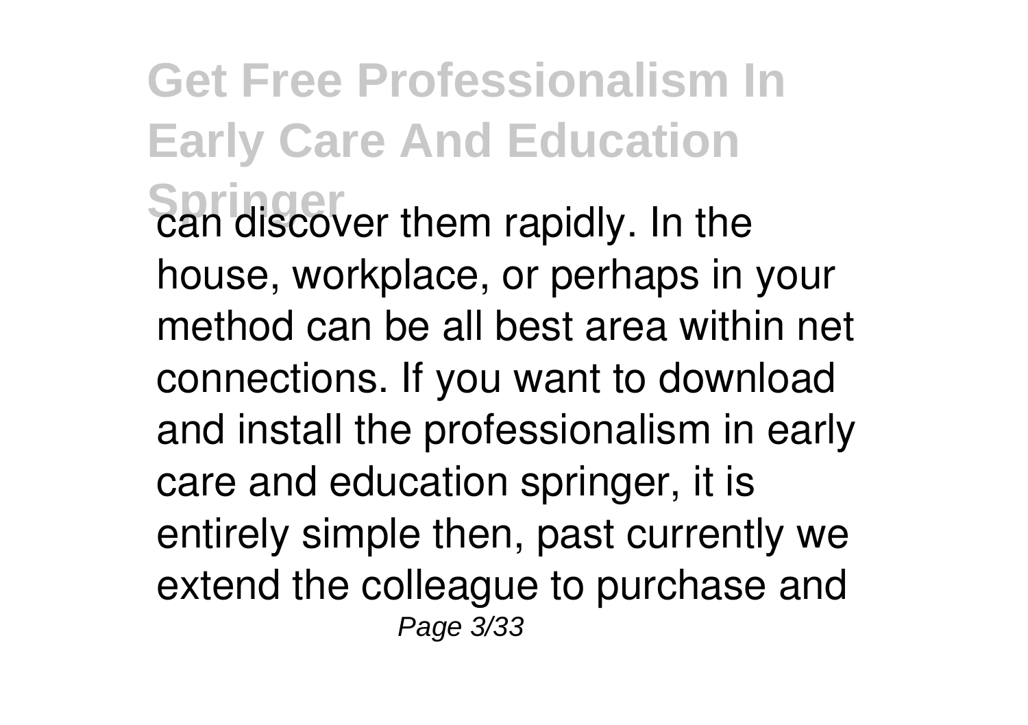can discover them rapidly. In the house, workplace, or perhaps in your method can be all best area within net connections. If you want to download and install the professionalism in early care and education springer, it is entirely simple then, past currently we extend the colleague to purchase and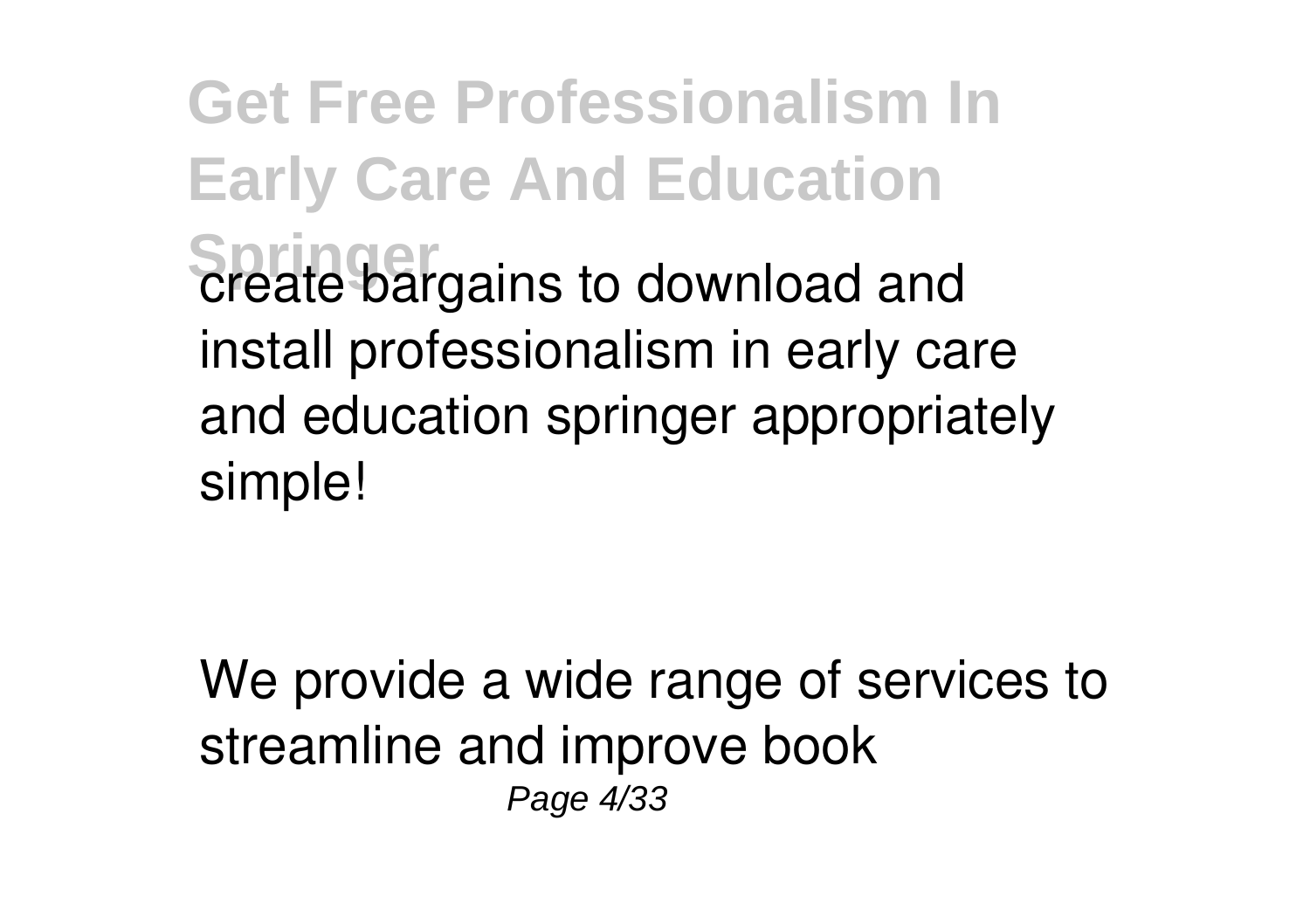create bargains to download and install professionalism in early care and education springer appropriately simple!

We provide a wide range of services to streamline and improve book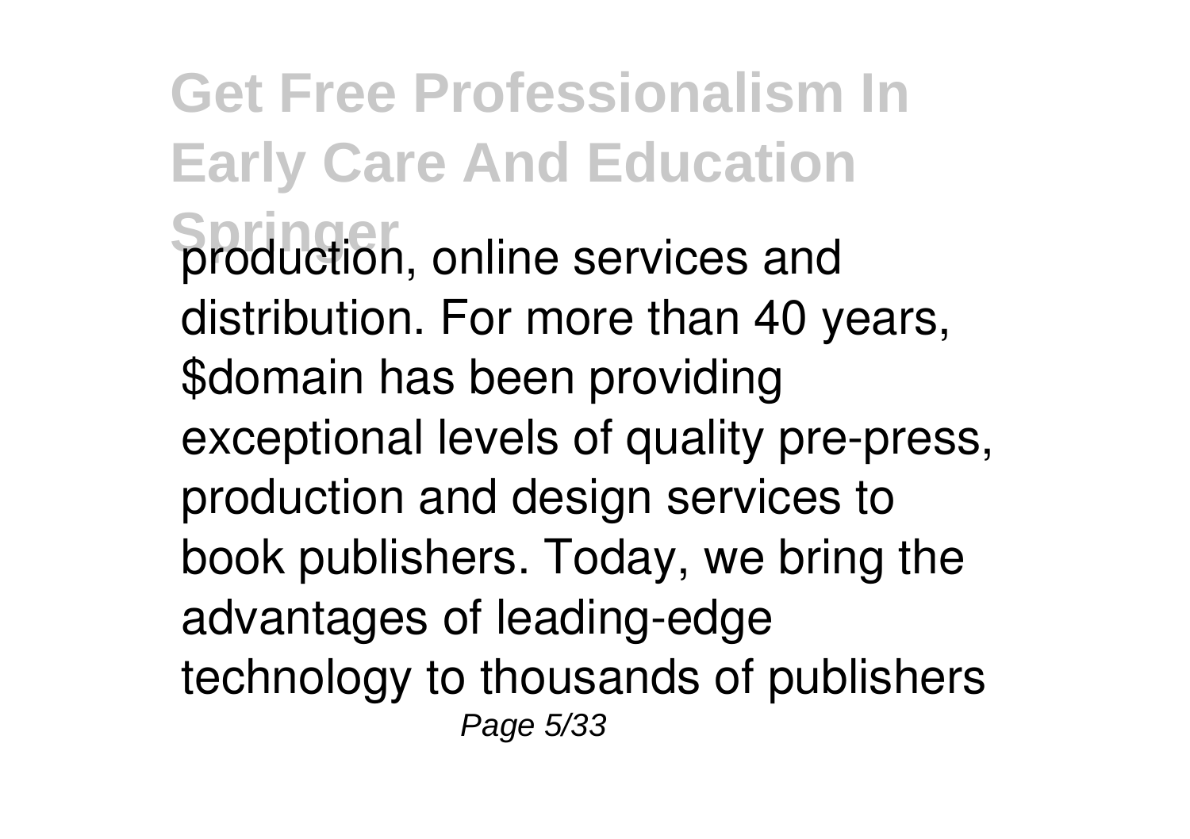production, online services and distribution. For more than 40 years, $domain has been providing exceptional levels of quality pre-press, production and design services to book publishers. Today, we bring the advantages of leading-edge technology to thousands of publishers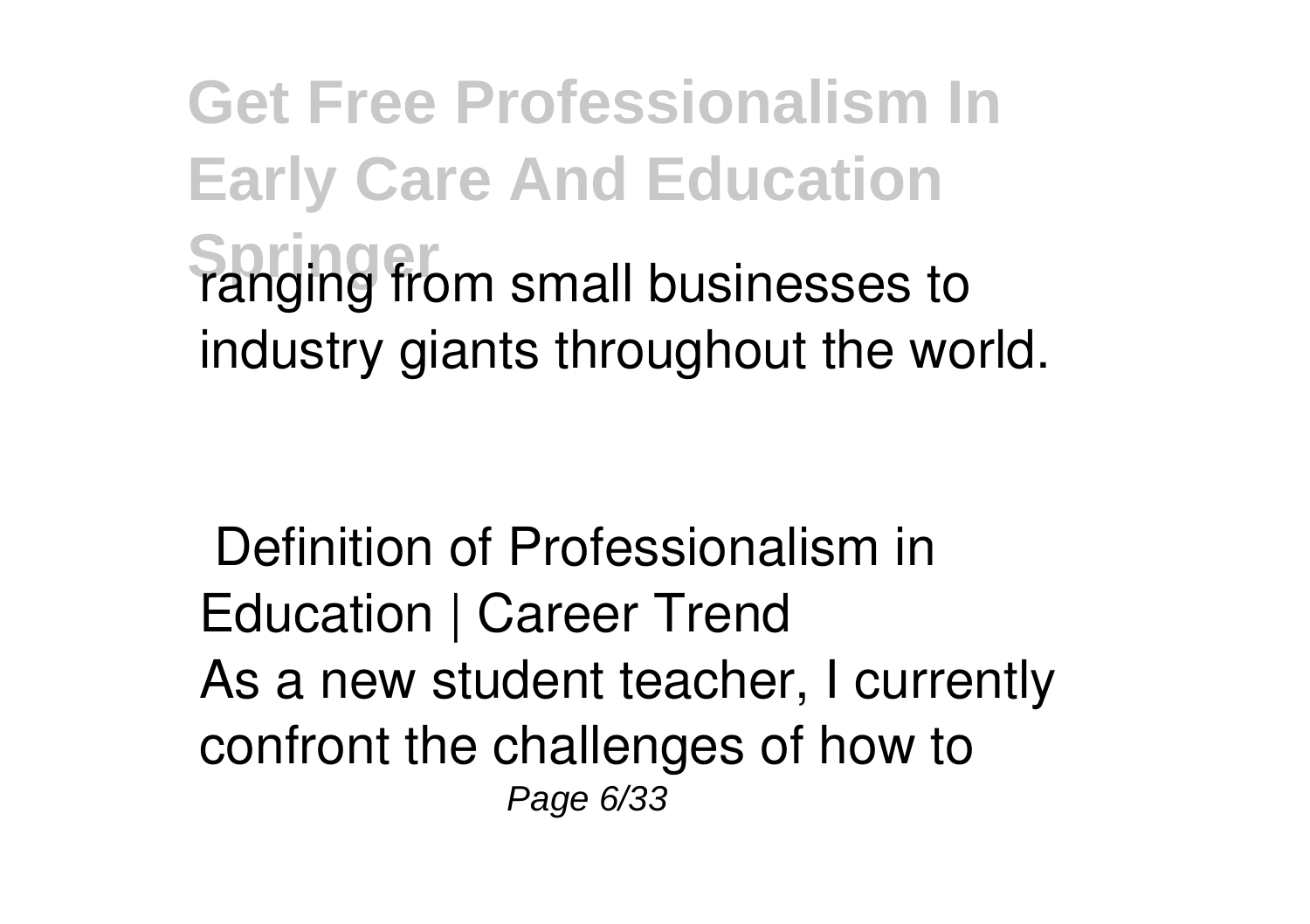ranging from small businesses to industry giants throughout the world.

**Definition of Professionalism in Education | Career Trend**

As a new student teacher, I currently confront the challenges of how to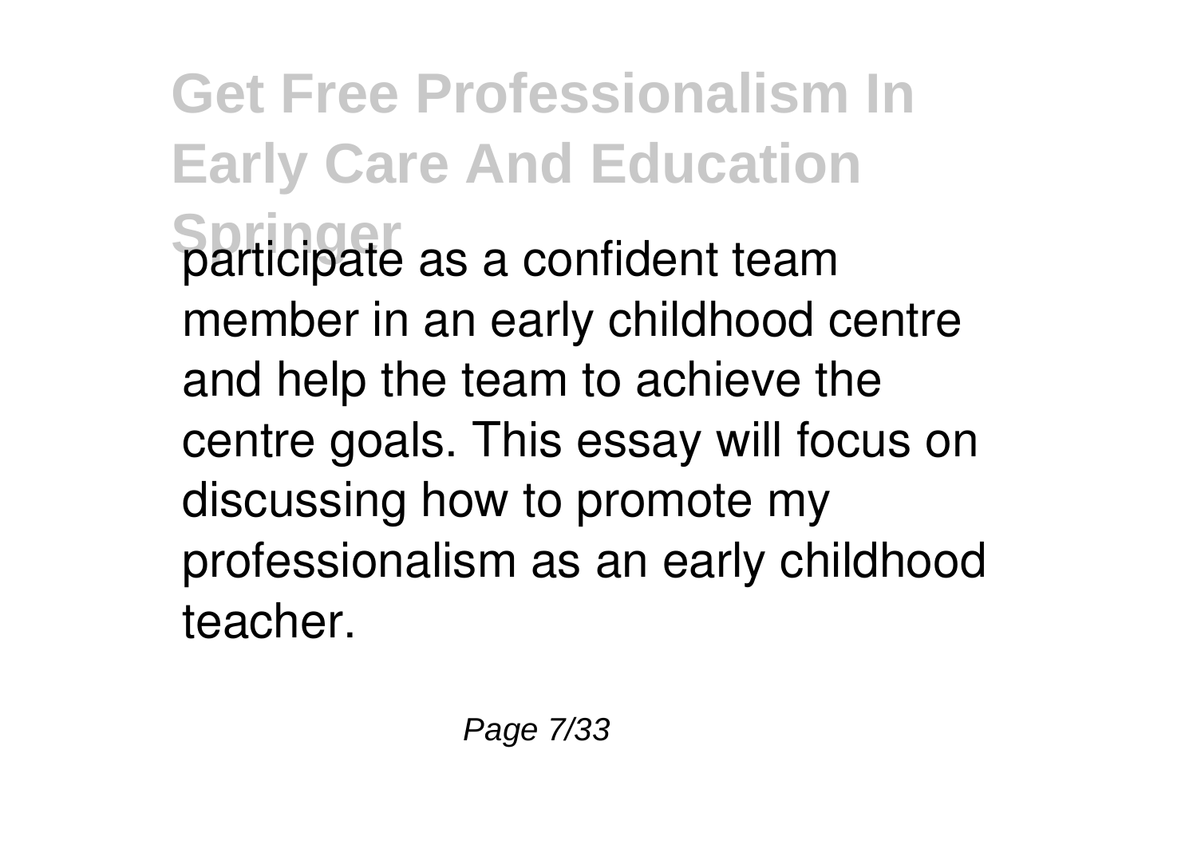participate as a confident team member in an early childhood centre and help the team to achieve the centre goals. This essay will focus on discussing how to promote my professionalism as an early childhood teacher.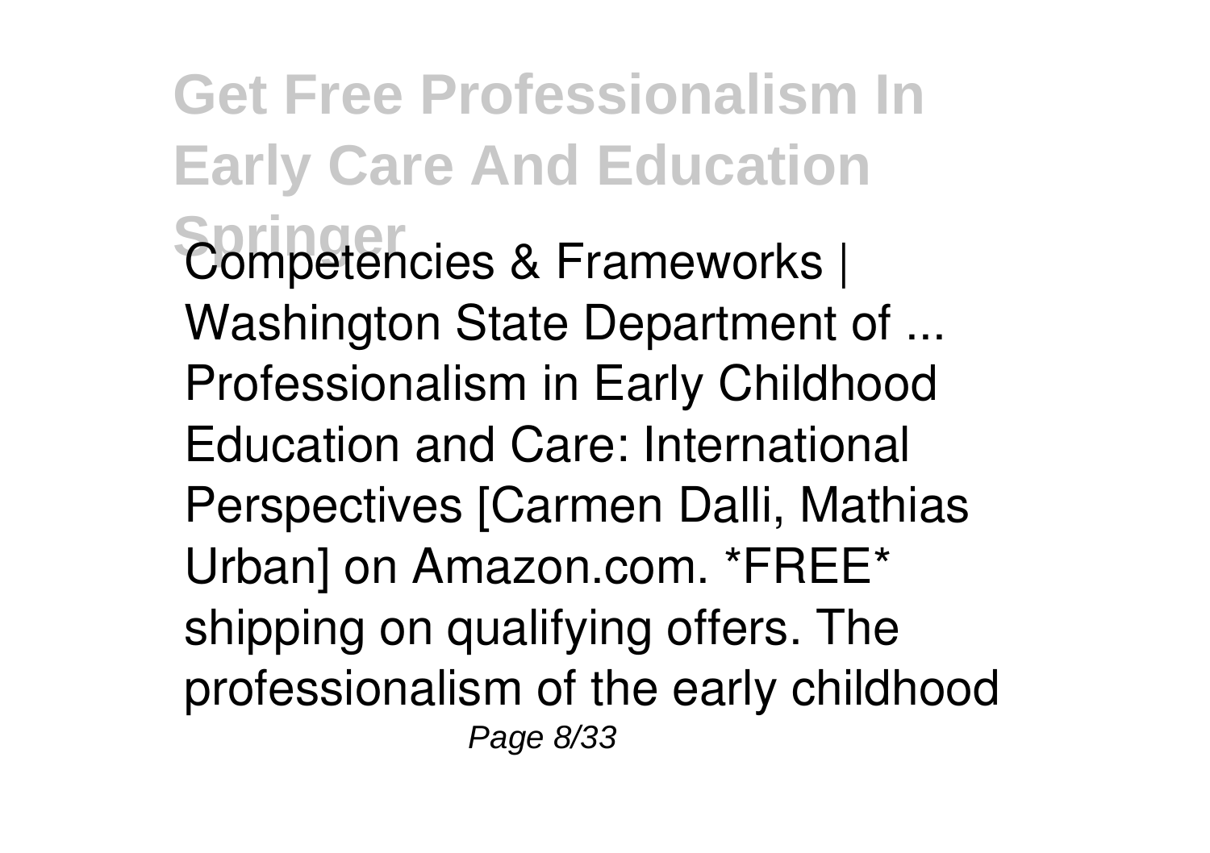Competencies & Frameworks | Washington State Department of ...
Professionalism in Early Childhood Education and Care: International Perspectives [Carmen Dalli, Mathias Urban] on Amazon.com. *FREE* shipping on qualifying offers. The professionalism of the early childhood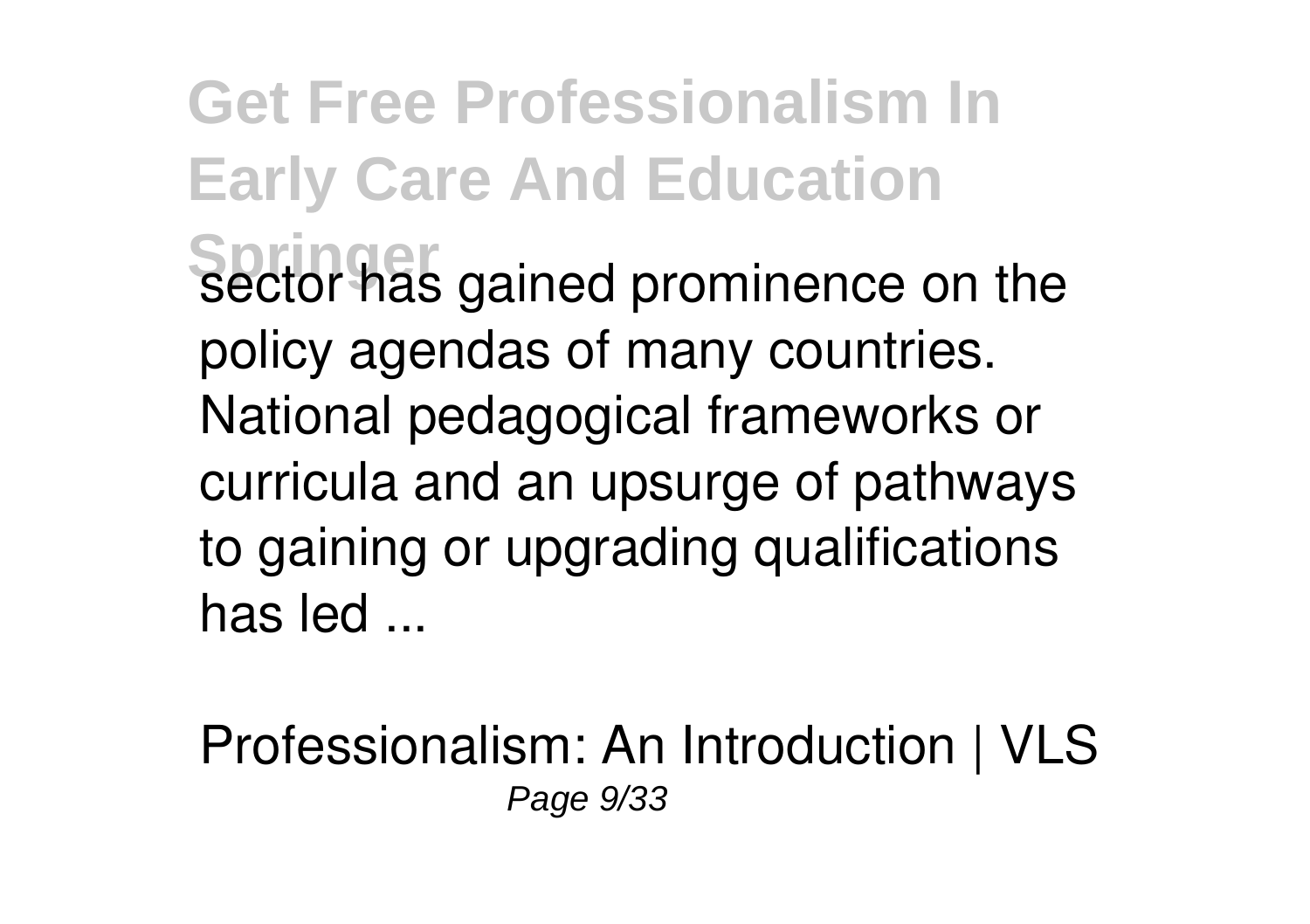sector has gained prominence on the policy agendas of many countries. National pedagogical frameworks or curricula and an upsurge of pathways to gaining or upgrading qualifications has led ...

Professionalism: An Introduction | VLS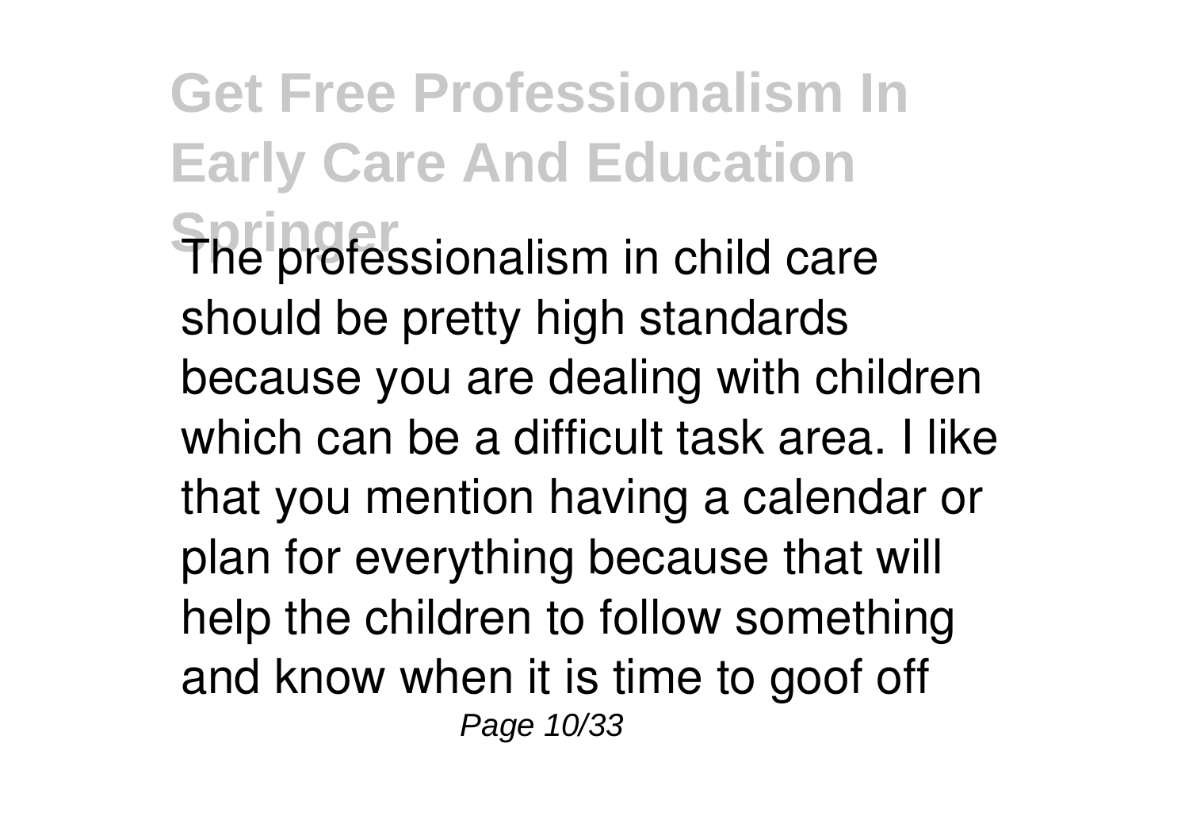The professionalism in child care should be pretty high standards because you are dealing with children which can be a difficult task area. I like that you mention having a calendar or plan for everything because that will help the children to follow something and know when it is time to goof off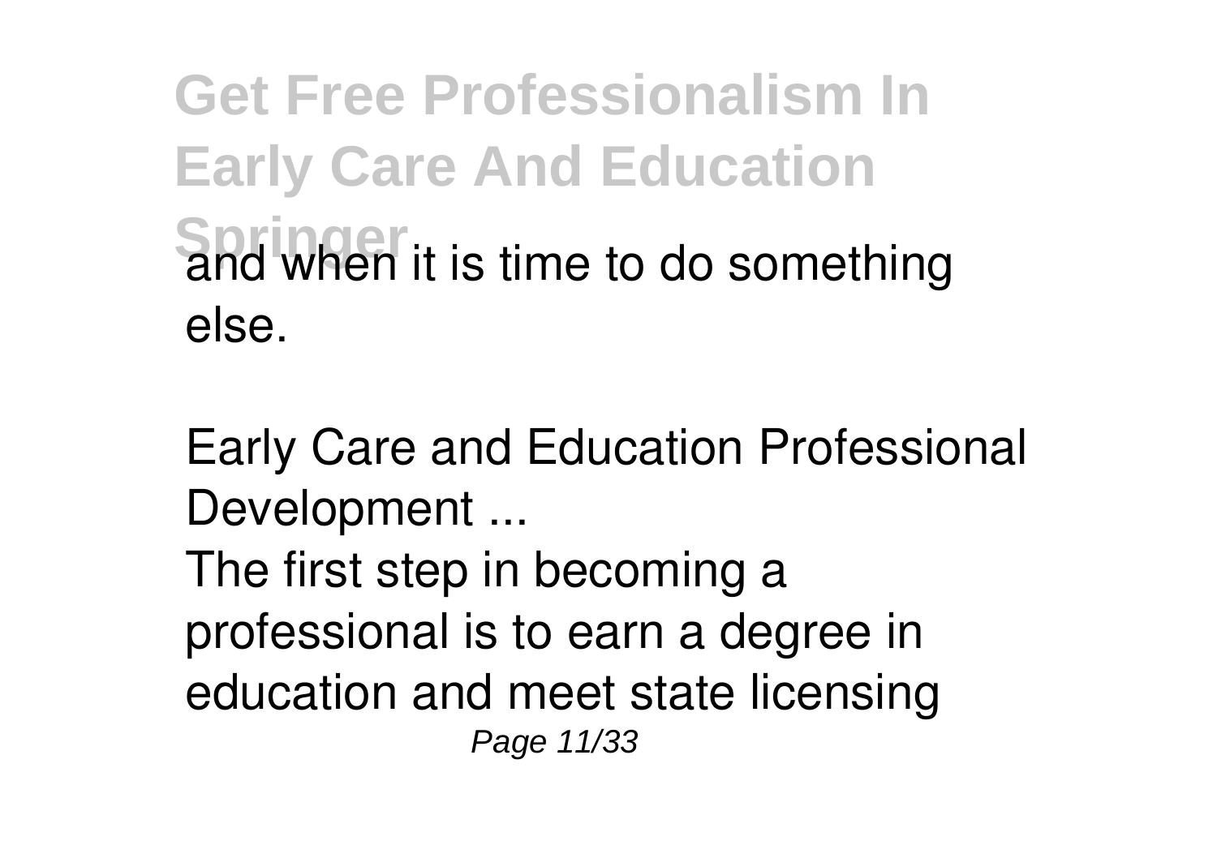and when it is time to do something else.

Early Care and Education Professional Development ...

The first step in becoming a professional is to earn a degree in education and meet state licensing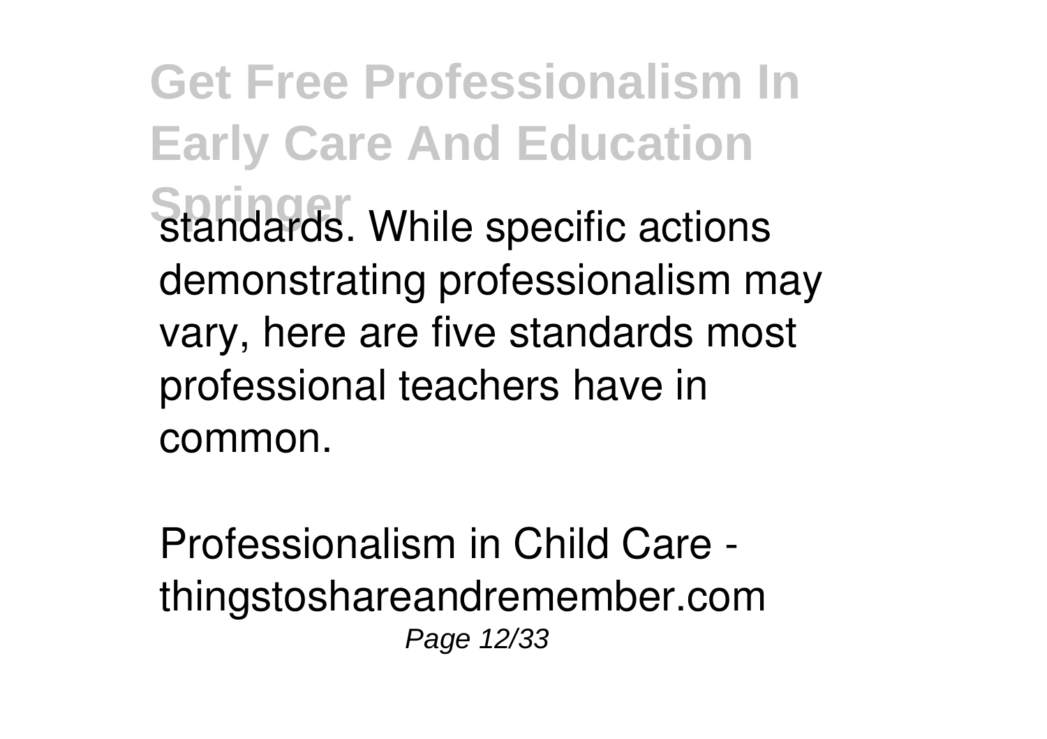standards. While specific actions demonstrating professionalism may vary, here are five standards most professional teachers have in common.

Professionalism in Child Care - thingstoshareandremember.com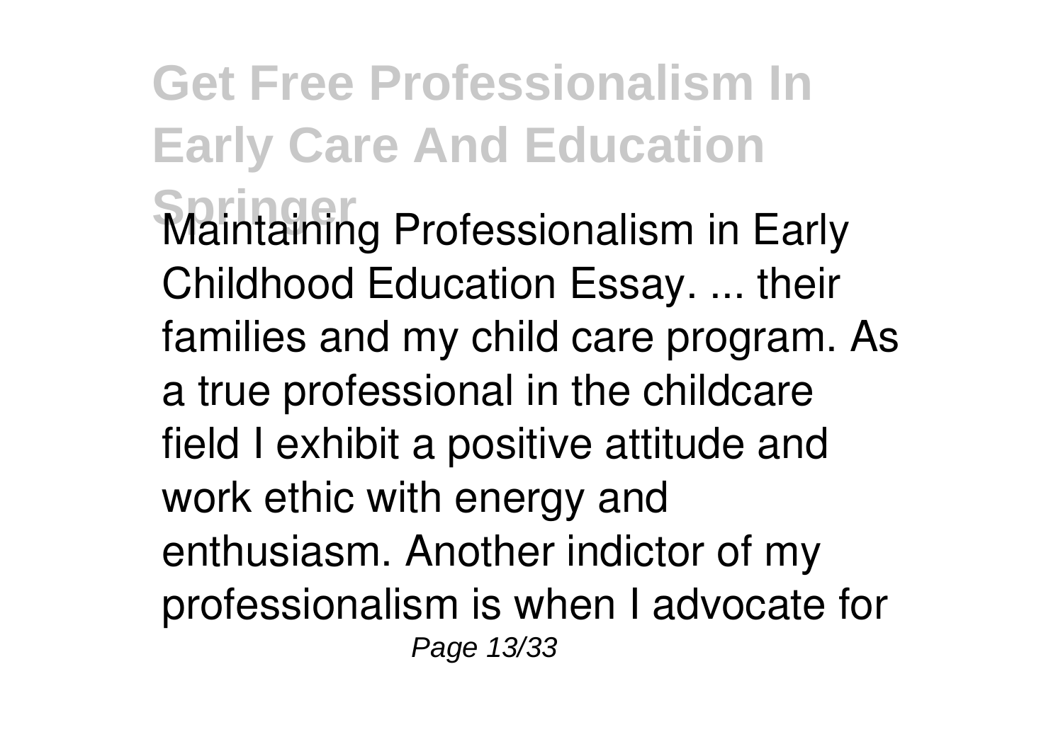Maintaining Professionalism in Early Childhood Education Essay. ... their families and my child care program. As a true professional in the childcare field I exhibit a positive attitude and work ethic with energy and enthusiasm. Another indictor of my professionalism is when I advocate for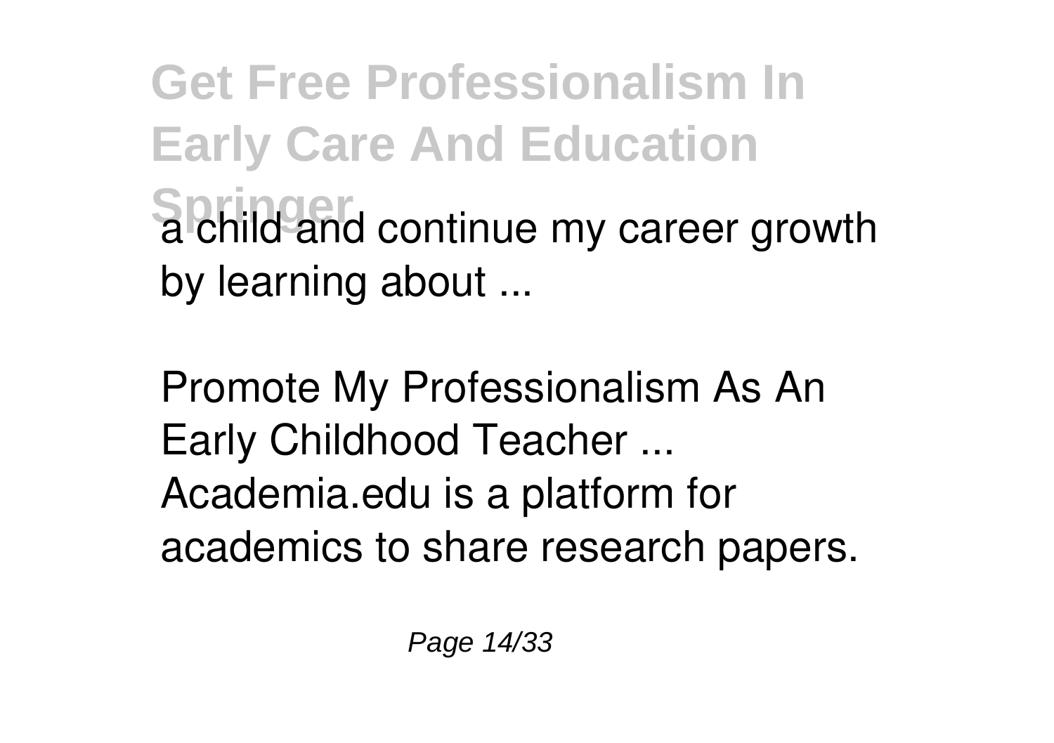a child and continue my career growth by learning about ...

Promote My Professionalism As An Early Childhood Teacher ...
Academia.edu is a platform for academics to share research papers.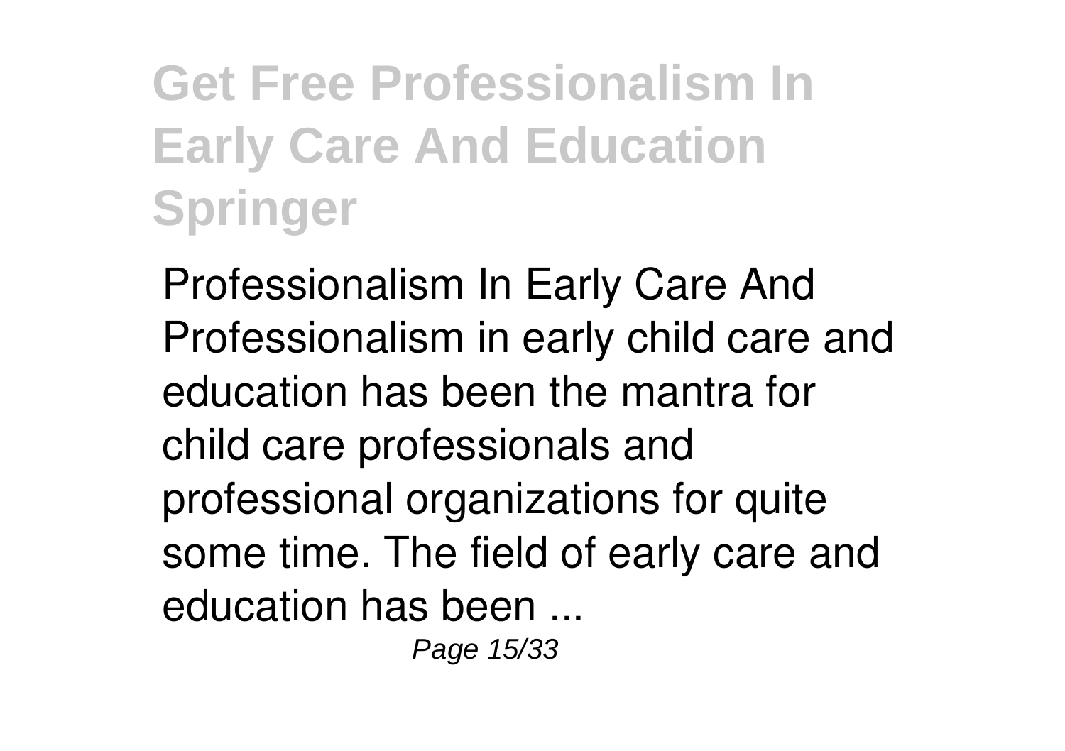Professionalism In Early Care And
Professionalism in early child care and education has been the mantra for child care professionals and professional organizations for quite some time. The field of early care and education has been ...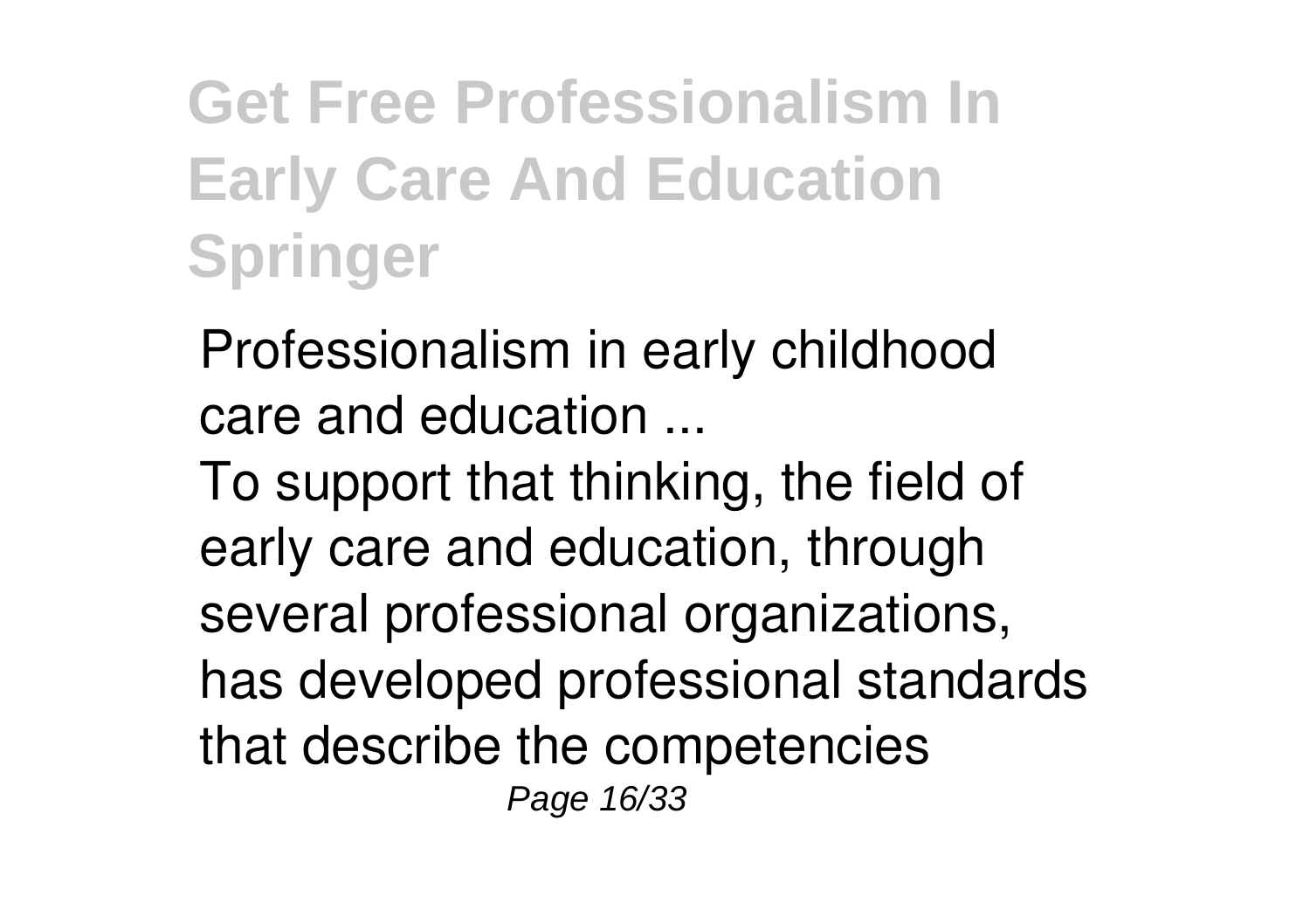Professionalism in early childhood care and education ...

To support that thinking, the field of early care and education, through several professional organizations, has developed professional standards that describe the competencies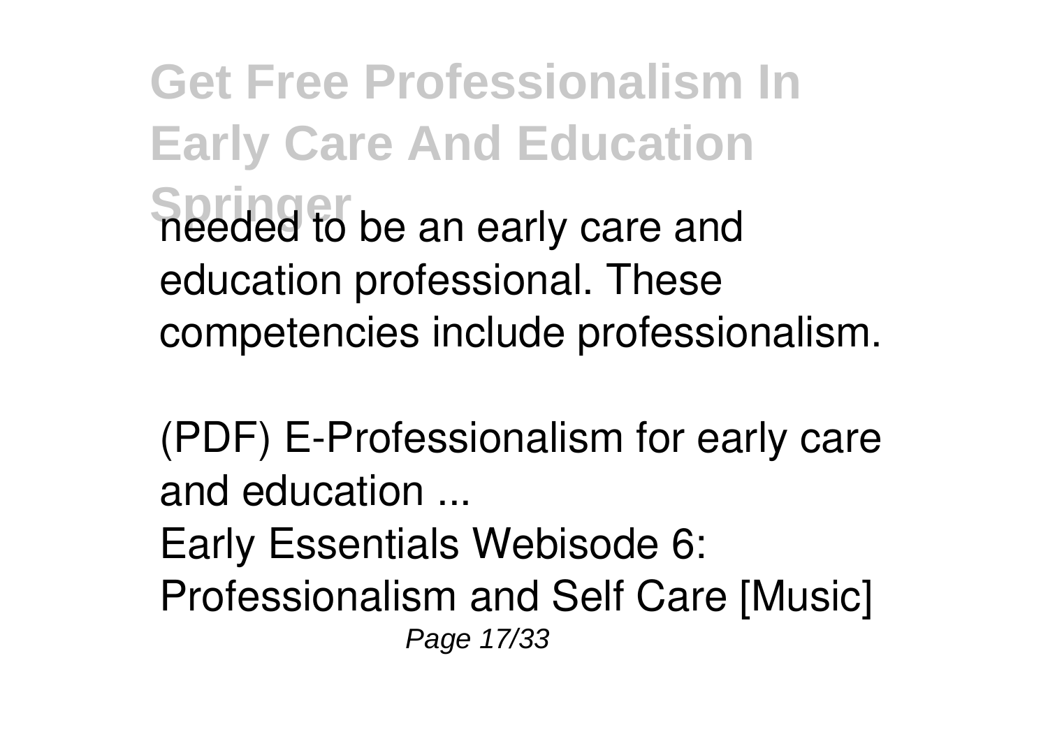needed to be an early care and education professional. These competencies include professionalism.

(PDF) E-Professionalism for early care and education ...

Early Essentials Webisode 6: Professionalism and Self Care [Music]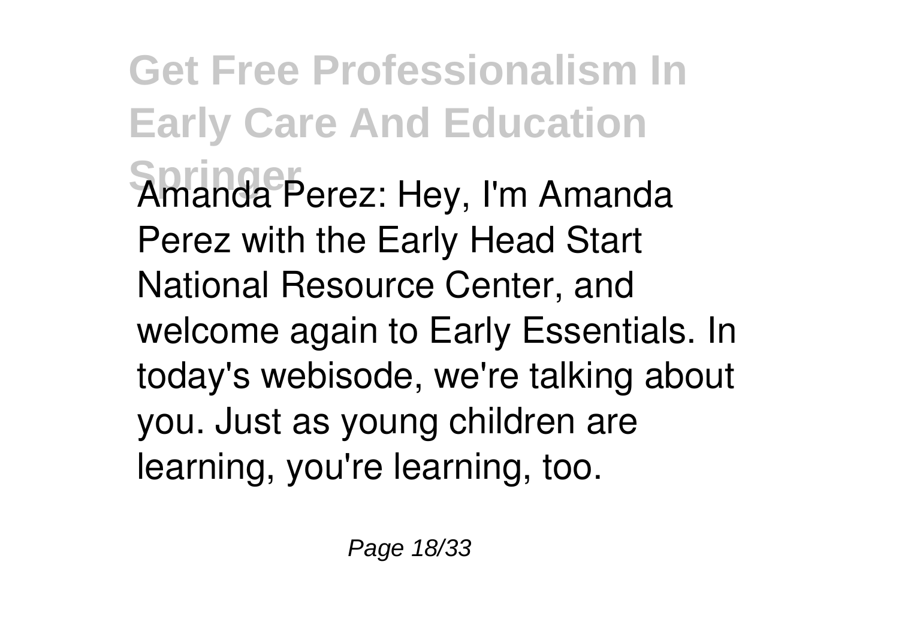Amanda Perez: Hey, I'm Amanda Perez with the Early Head Start National Resource Center, and welcome again to Early Essentials. In today's webisode, we're talking about you. Just as young children are learning, you're learning, too.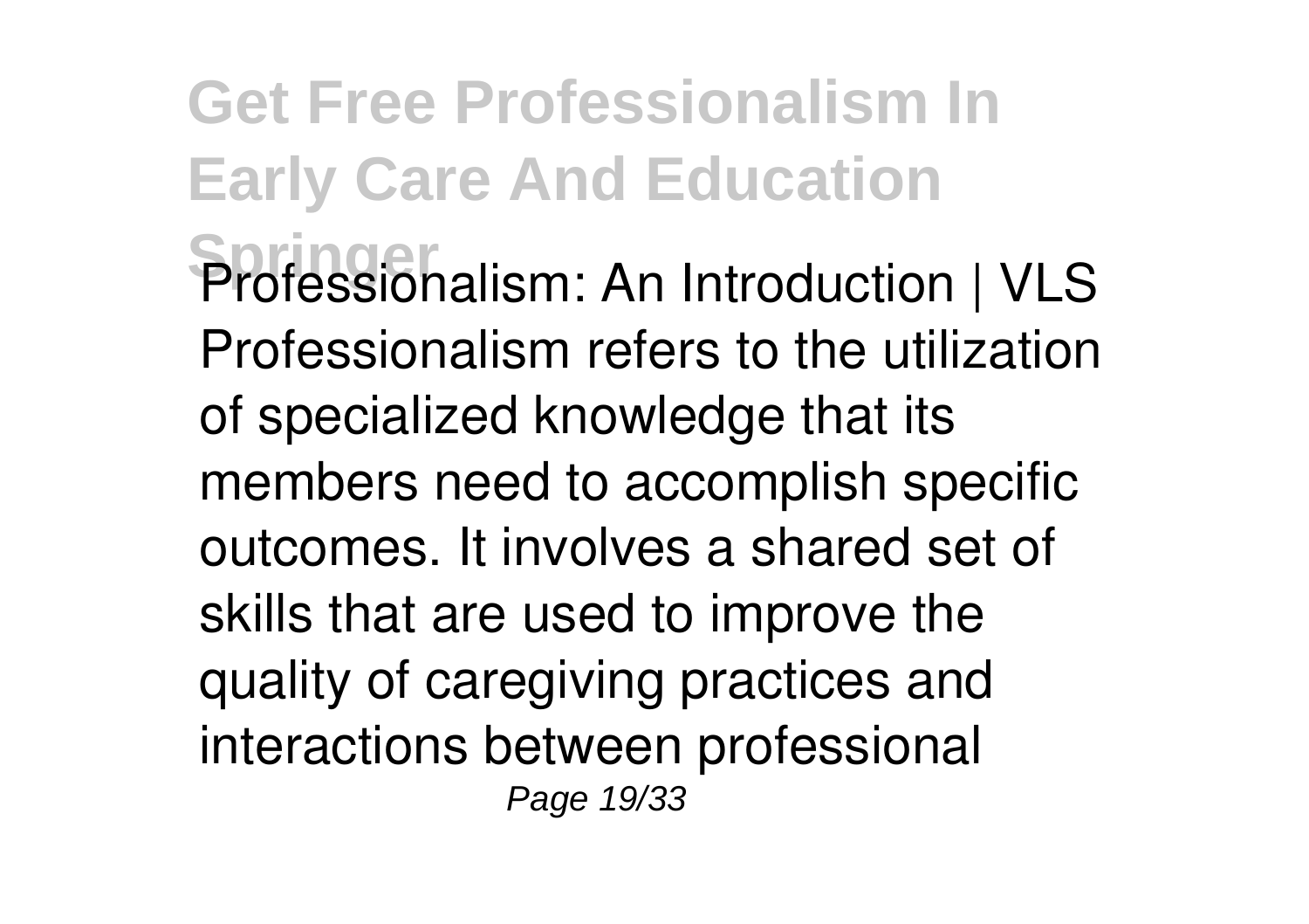Professionalism: An Introduction | VLS Professionalism refers to the utilization of specialized knowledge that its members need to accomplish specific outcomes. It involves a shared set of skills that are used to improve the quality of caregiving practices and interactions between professional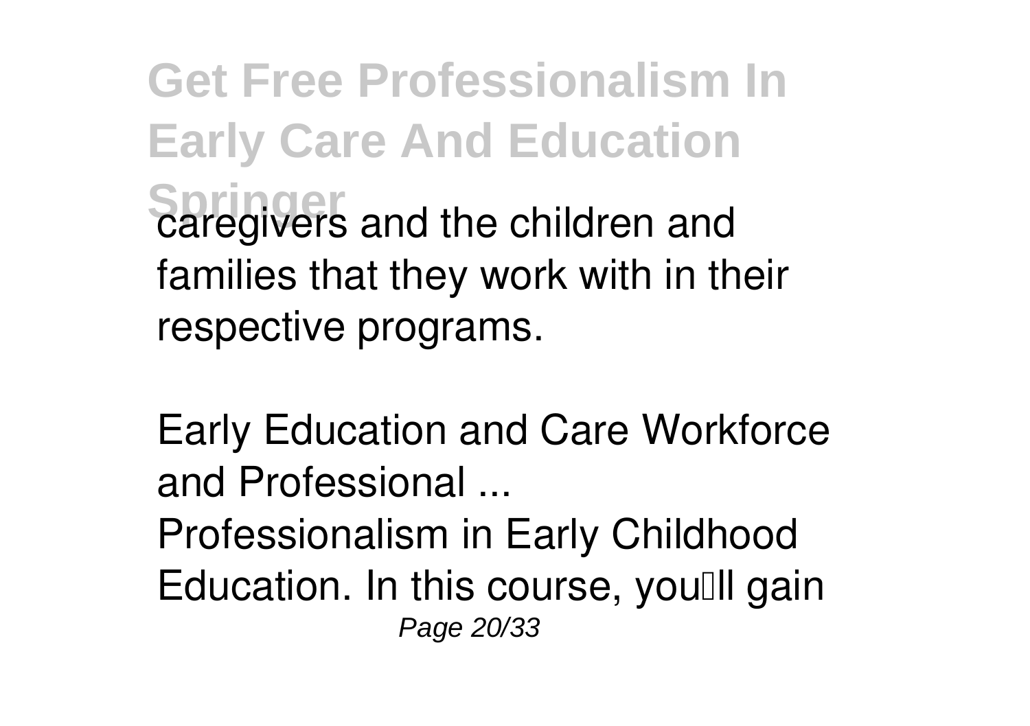caregivers and the children and families that they work with in their respective programs.

**Early Education and Care Workforce and Professional ...**

Professionalism in Early Childhood Education. In this course, you'll gain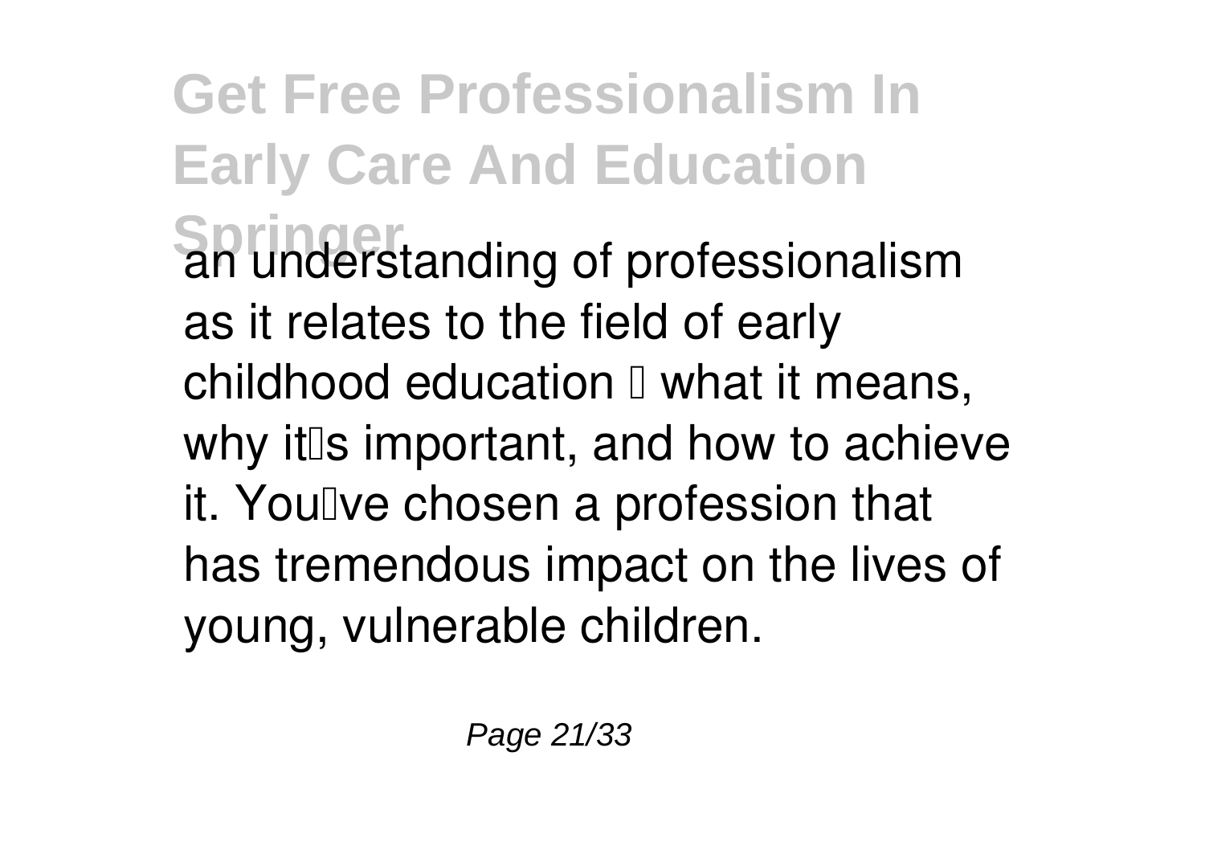an understanding of professionalism as it relates to the field of early childhood education  what it means, why it's important, and how to achieve it. You've chosen a profession that has tremendous impact on the lives of young, vulnerable children.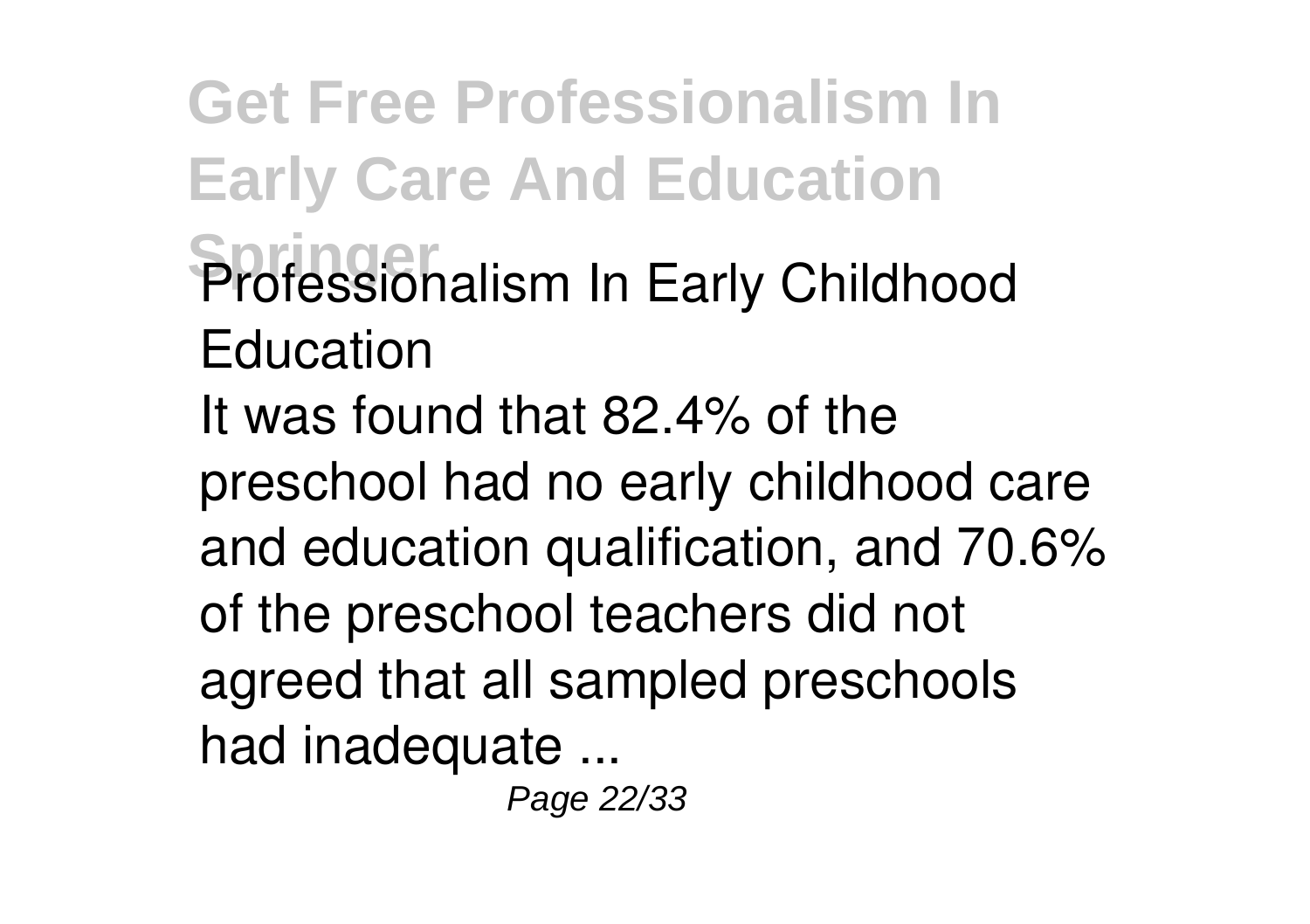### Professionalism In Early Childhood Education

It was found that 82.4% of the preschool had no early childhood care and education qualification, and 70.6% of the preschool teachers did not agreed that all sampled preschools had inadequate ...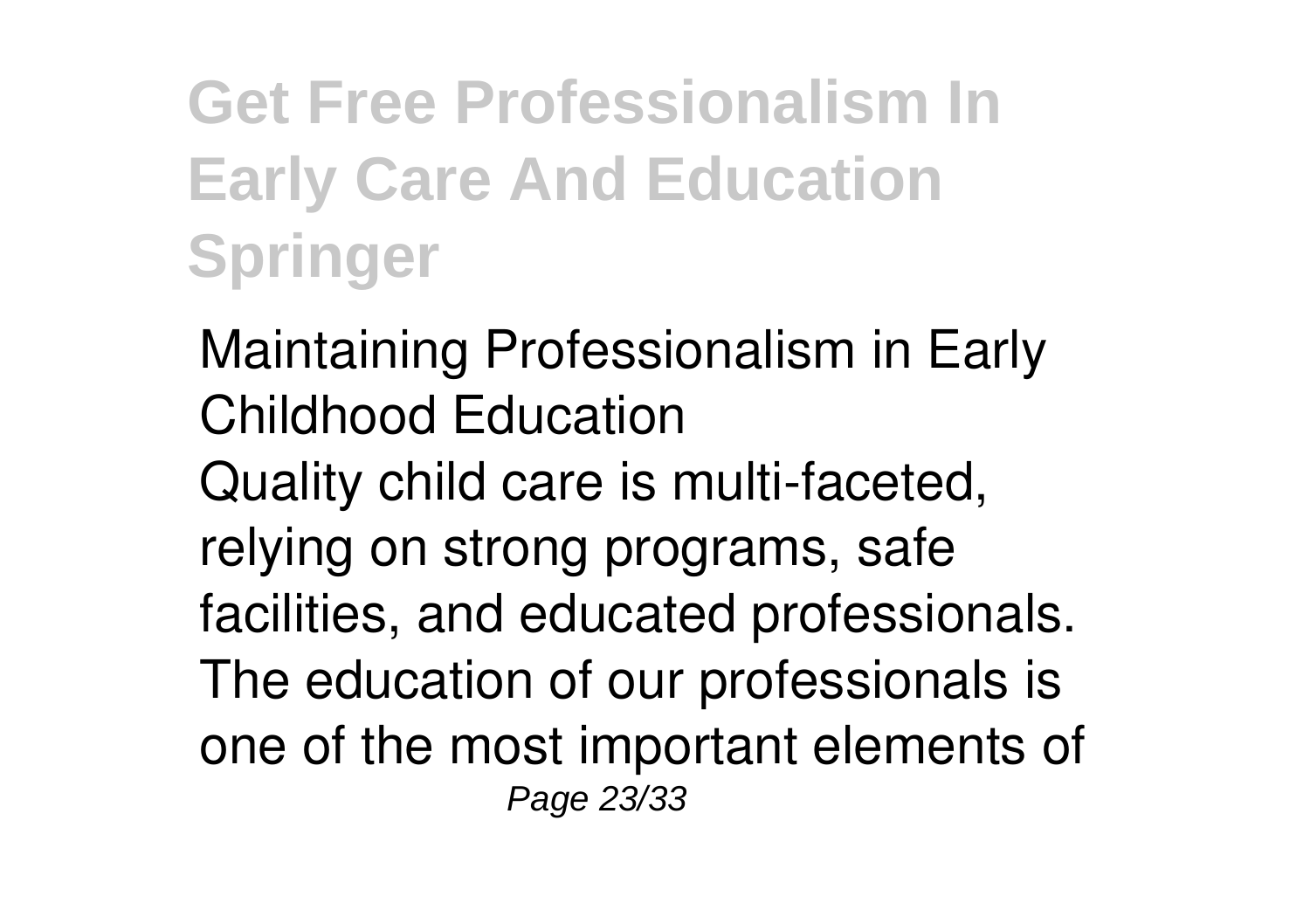**Maintaining Professionalism in Early Childhood Education**

Quality child care is multi-faceted, relying on strong programs, safe facilities, and educated professionals. The education of our professionals is one of the most important elements of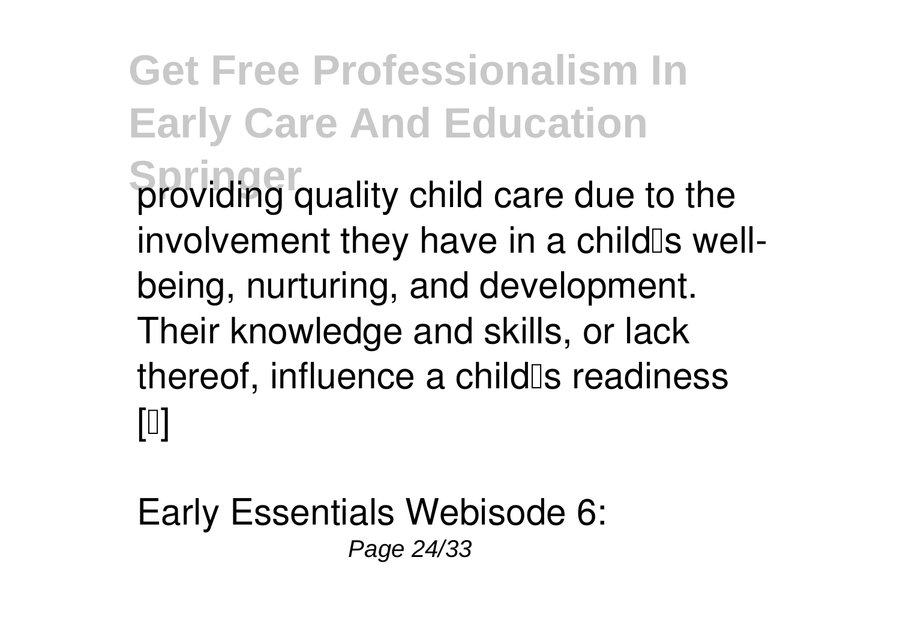providing quality child care due to the involvement they have in a child's well-being, nurturing, and development. Their knowledge and skills, or lack thereof, influence a child's readiness [...]

Early Essentials Webisode 6: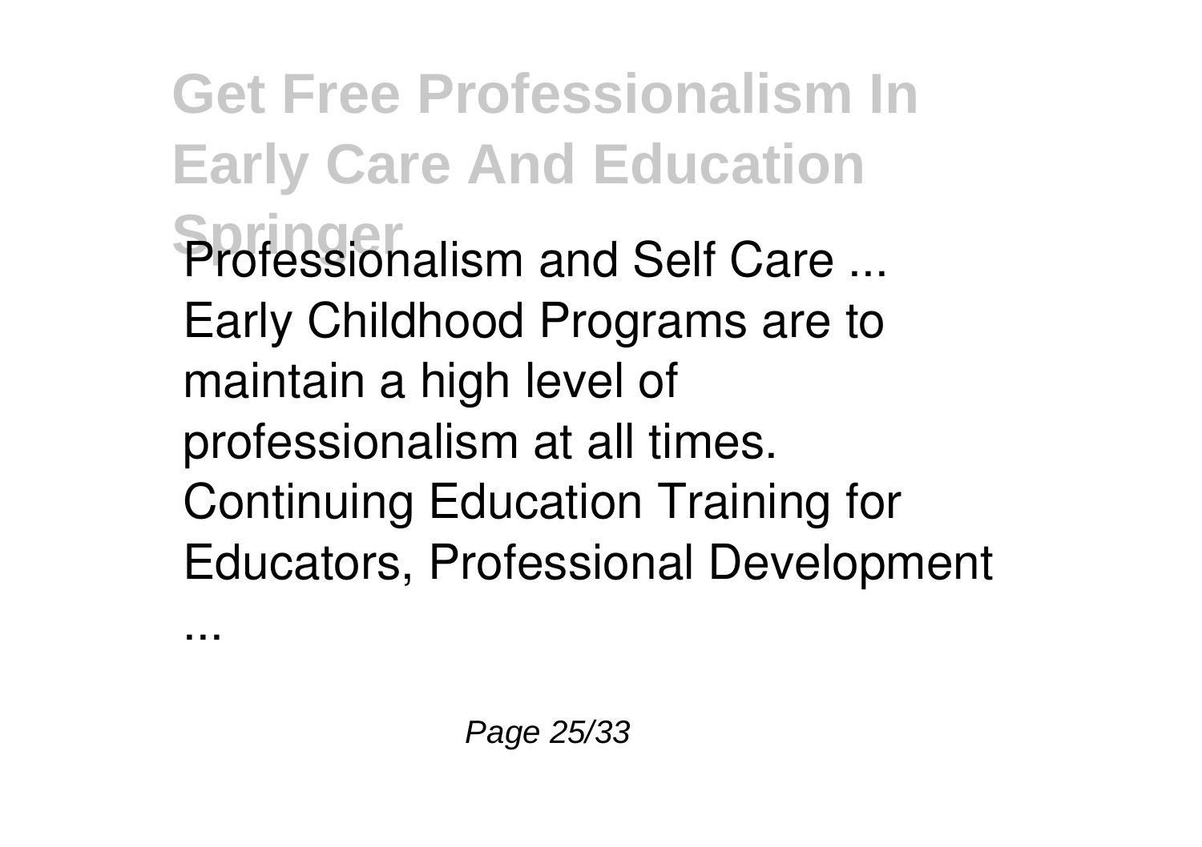Professionalism and Self Care ...
Early Childhood Programs are to maintain a high level of professionalism at all times.
Continuing Education Training for Educators, Professional Development
...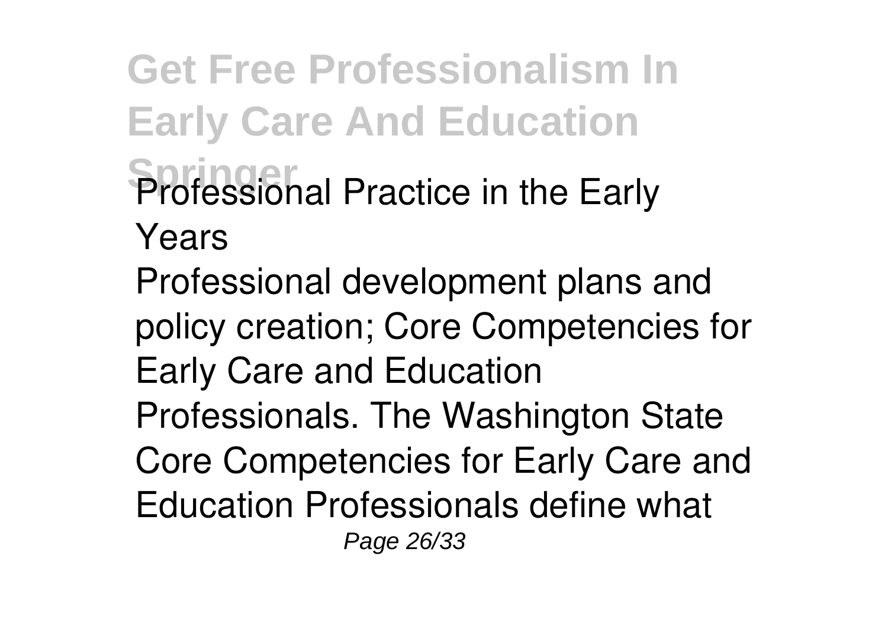Professional Practice in the Early Years

Professional development plans and policy creation; Core Competencies for Early Care and Education Professionals. The Washington State Core Competencies for Early Care and Education Professionals define what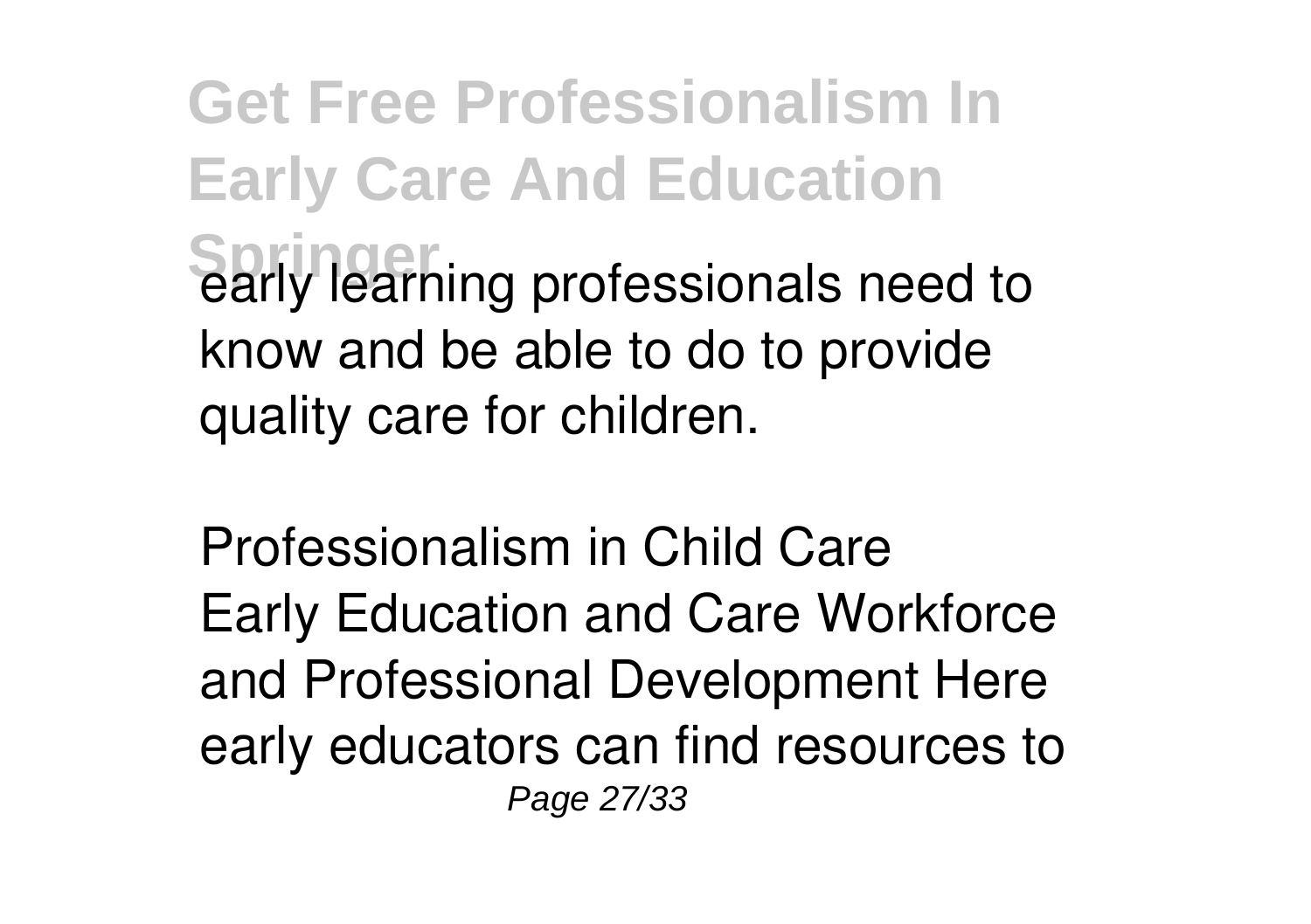early learning professionals need to know and be able to do to provide quality care for children.

Professionalism in Child Care
Early Education and Care Workforce and Professional Development Here early educators can find resources to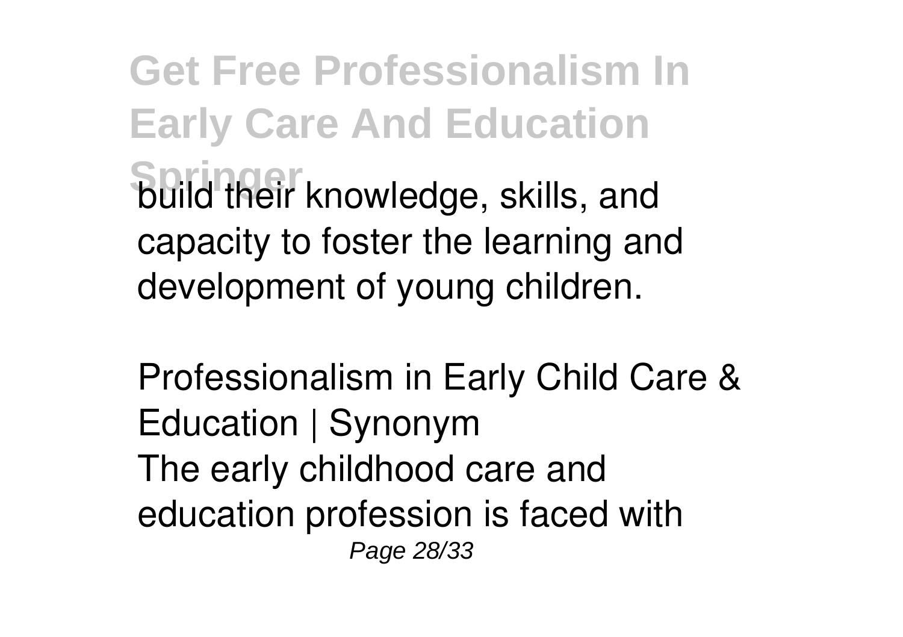build their knowledge, skills, and capacity to foster the learning and development of young children.

Professionalism in Early Child Care & Education | Synonym
The early childhood care and education profession is faced with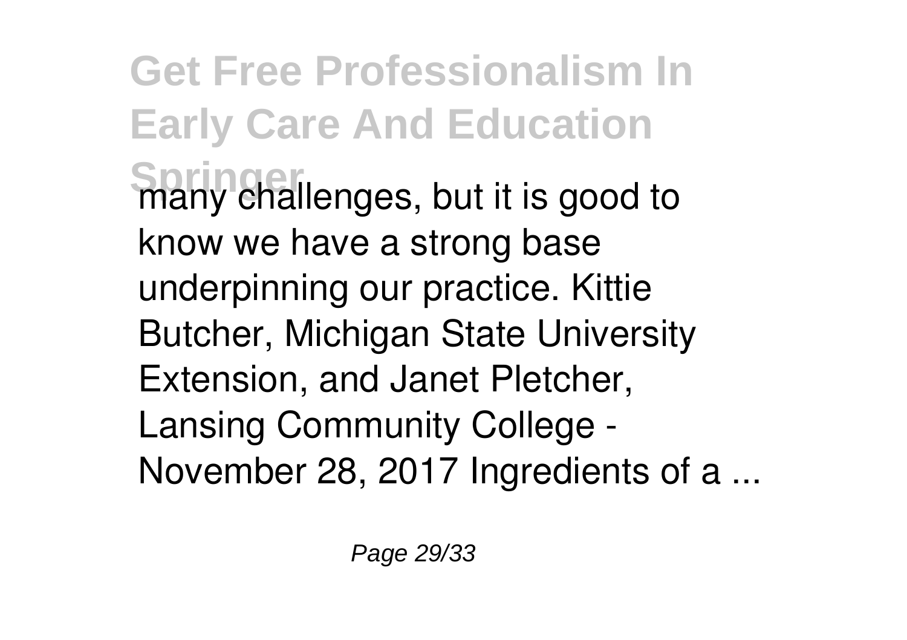many challenges, but it is good to know we have a strong base underpinning our practice. Kittie Butcher, Michigan State University Extension, and Janet Pletcher, Lansing Community College - November 28, 2017 Ingredients of a ...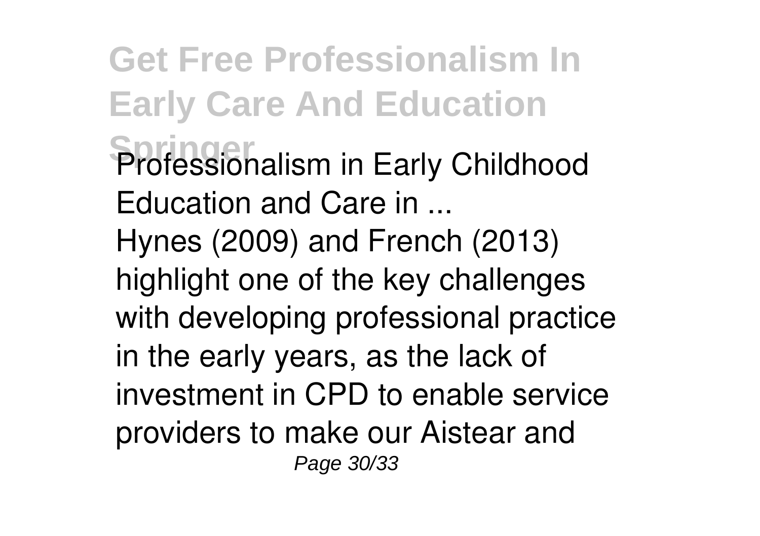Professionalism in Early Childhood Education and Care in ...

Hynes (2009) and French (2013) highlight one of the key challenges with developing professional practice in the early years, as the lack of investment in CPD to enable service providers to make our Aistear and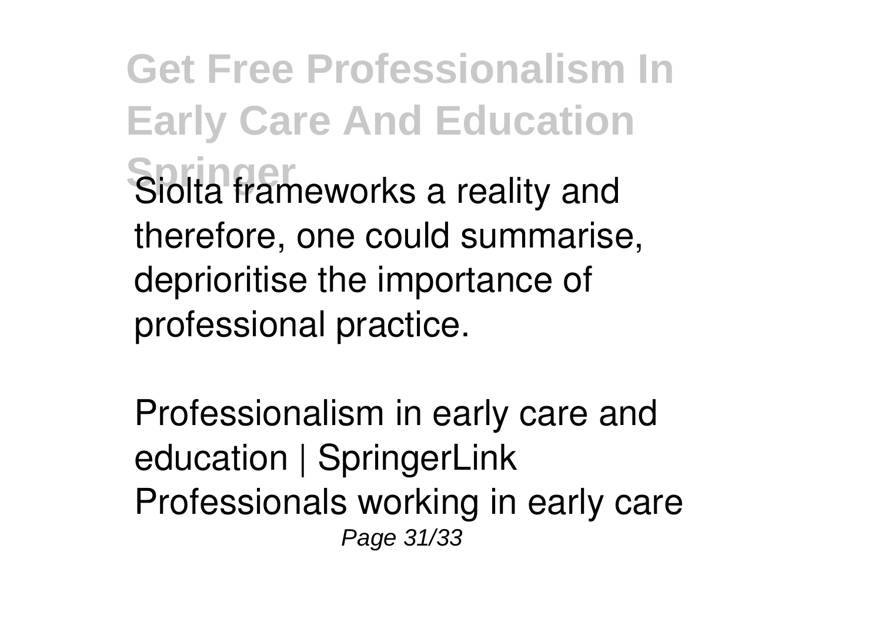Síolta frameworks a reality and therefore, one could summarise, deprioritise the importance of professional practice.

Professionalism in early care and education | SpringerLink
Professionals working in early care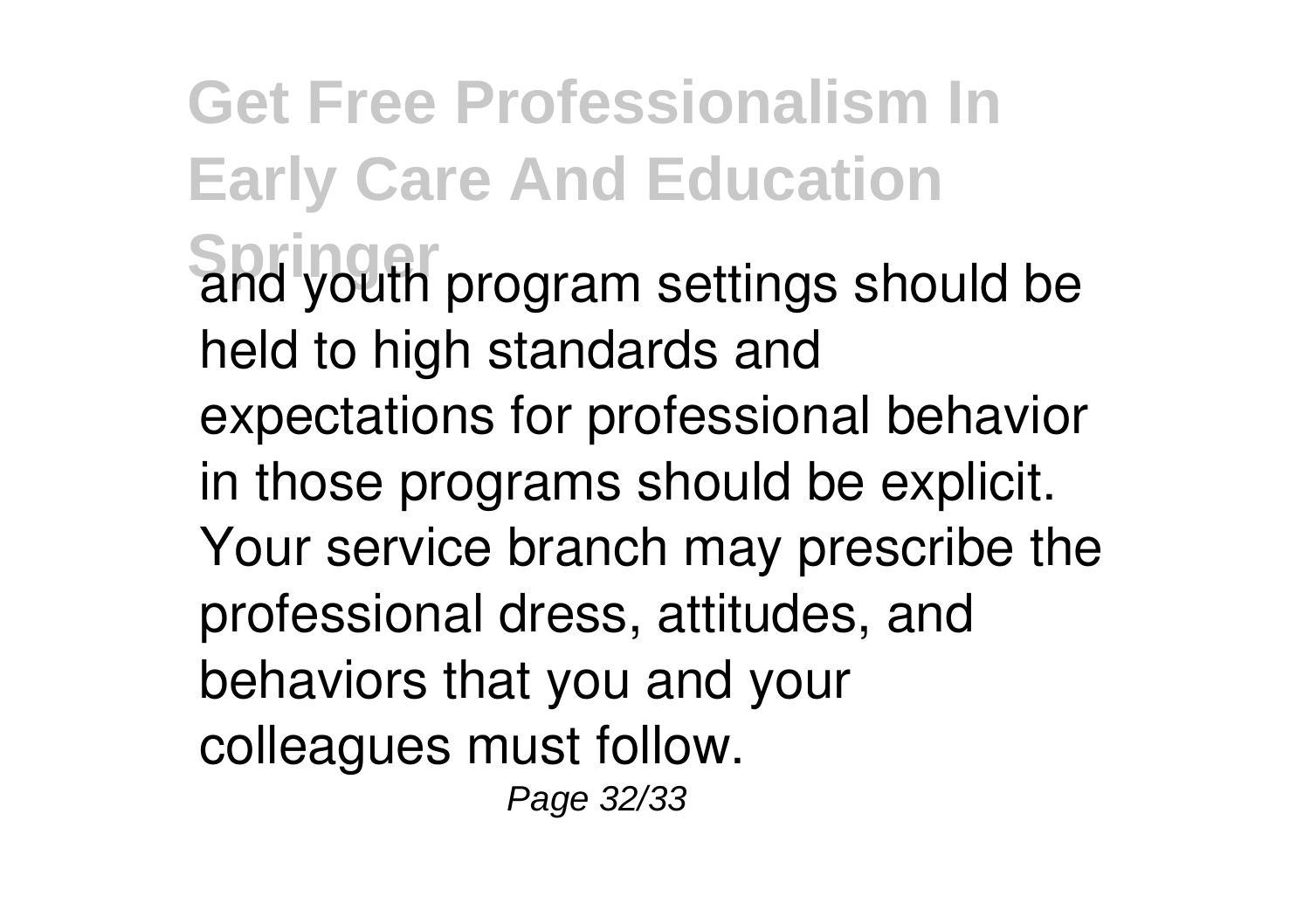and youth program settings should be held to high standards and expectations for professional behavior in those programs should be explicit. Your service branch may prescribe the professional dress, attitudes, and behaviors that you and your colleagues must follow.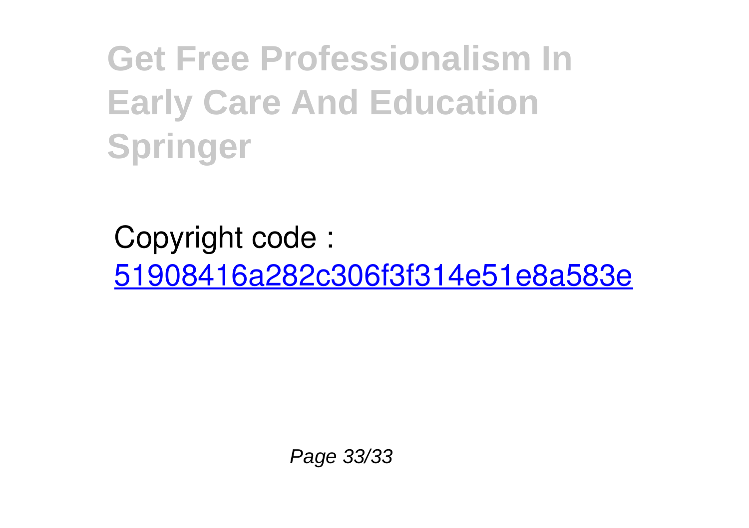Copyright code : [51908416a282c306f3f314e51e8a583e](51908416a282c306f3f314e51e8a583e)